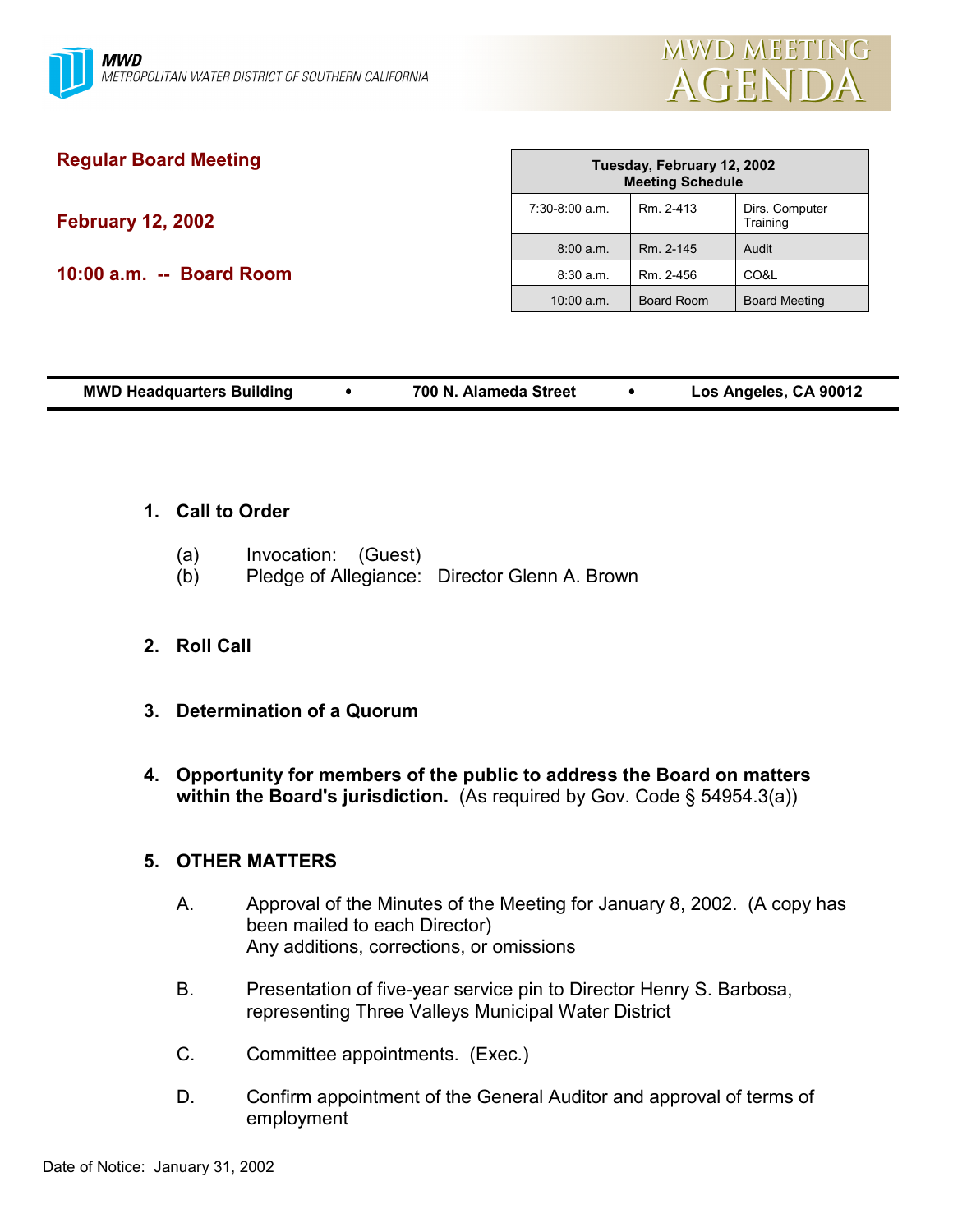**MWD**
*METROPOLITAN WATER DISTRICT OF SOUTHERN CALIFORNIA*

# MWD MEETING AGENDA

## Regular Board Meeting

**February 12, 2002**

**10:00 a.m. -- Board Room**

| Tuesday, February 12, 2002 Meeting Schedule | | |
|---|---|---|
| 7:30-8:00 a.m. | Rm. 2-413 | Dirs. Computer Training |
| 8:00 a.m. | Rm. 2-145 | Audit |
| 8:30 a.m. | Rm. 2-456 | CO&L |
| 10:00 a.m. | Board Room | Board Meeting |

**MWD Headquarters Building • 700 N. Alameda Street • Los Angeles, CA 90012**

1. **Call to Order**

   (a) Invocation: (Guest)
   (b) Pledge of Allegiance: Director Glenn A. Brown

2. **Roll Call**

3. **Determination of a Quorum**

4. **Opportunity for members of the public to address the Board on matters within the Board's jurisdiction.** (As required by Gov. Code § 54954.3(a))

5. **OTHER MATTERS**

   A. Approval of the Minutes of the Meeting for January 8, 2002. (A copy has been mailed to each Director)
   Any additions, corrections, or omissions

   B. Presentation of five-year service pin to Director Henry S. Barbosa, representing Three Valleys Municipal Water District

   C. Committee appointments. (Exec.)

   D. Confirm appointment of the General Auditor and approval of terms of employment

Date of Notice: January 31, 2002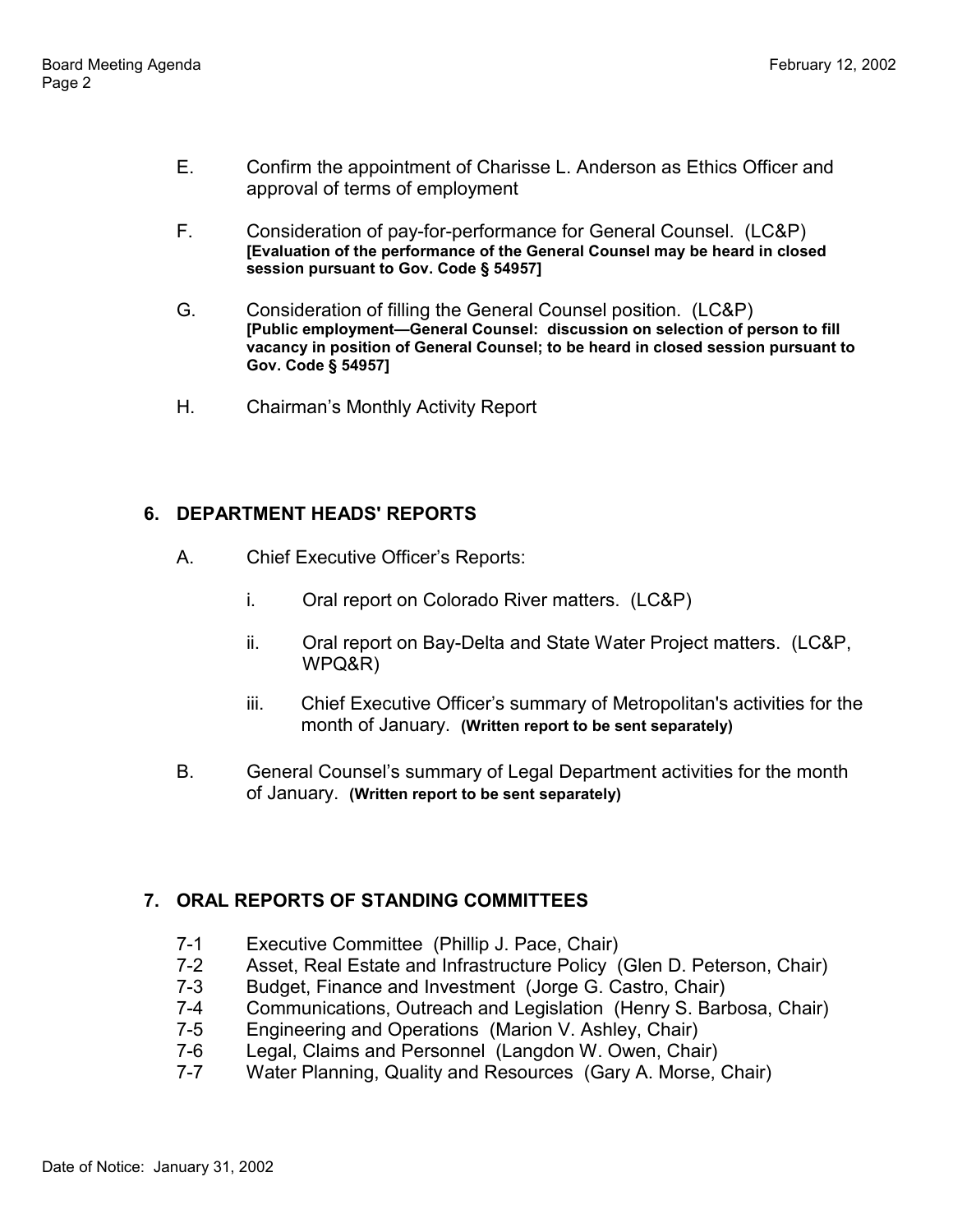E. Confirm the appointment of Charisse L. Anderson as Ethics Officer and approval of terms of employment

F. Consideration of pay-for-performance for General Counsel. (LC&P) **[Evaluation of the performance of the General Counsel may be heard in closed session pursuant to Gov. Code § 54957]**

G. Consideration of filling the General Counsel position. (LC&P) **[Public employment—General Counsel: discussion on selection of person to fill vacancy in position of General Counsel; to be heard in closed session pursuant to Gov. Code § 54957]**

H. Chairman's Monthly Activity Report

## 6. DEPARTMENT HEADS' REPORTS

A. Chief Executive Officer's Reports:

i. Oral report on Colorado River matters. (LC&P)

ii. Oral report on Bay-Delta and State Water Project matters. (LC&P, WPQ&R)

iii. Chief Executive Officer's summary of Metropolitan's activities for the month of January. **(Written report to be sent separately)**

B. General Counsel's summary of Legal Department activities for the month of January. **(Written report to be sent separately)**

## 7. ORAL REPORTS OF STANDING COMMITTEES

7-1 Executive Committee (Phillip J. Pace, Chair)
7-2 Asset, Real Estate and Infrastructure Policy (Glen D. Peterson, Chair)
7-3 Budget, Finance and Investment (Jorge G. Castro, Chair)
7-4 Communications, Outreach and Legislation (Henry S. Barbosa, Chair)
7-5 Engineering and Operations (Marion V. Ashley, Chair)
7-6 Legal, Claims and Personnel (Langdon W. Owen, Chair)
7-7 Water Planning, Quality and Resources (Gary A. Morse, Chair)

Date of Notice: January 31, 2002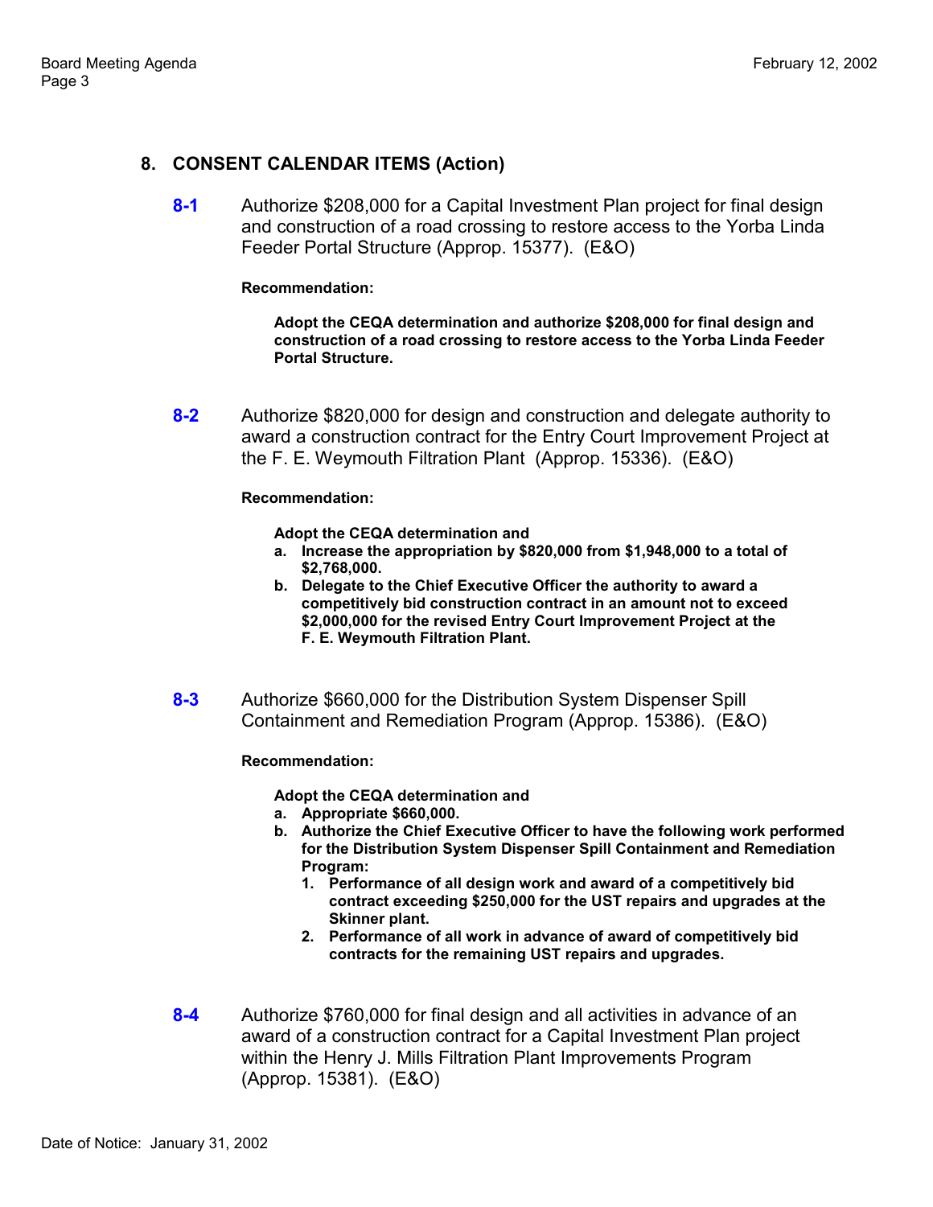## 8. CONSENT CALENDAR ITEMS (Action)

**8-1** Authorize $208,000 for a Capital Investment Plan project for final design and construction of a road crossing to restore access to the Yorba Linda Feeder Portal Structure (Approp. 15377). (E&O)

**Recommendation:**

**Adopt the CEQA determination and authorize $208,000 for final design and construction of a road crossing to restore access to the Yorba Linda Feeder Portal Structure.**

**8-2** Authorize $820,000 for design and construction and delegate authority to award a construction contract for the Entry Court Improvement Project at the F. E. Weymouth Filtration Plant (Approp. 15336). (E&O)

**Recommendation:**

**Adopt the CEQA determination and**

- **a. Increase the appropriation by $820,000 from $1,948,000 to a total of $2,768,000.**
- **b. Delegate to the Chief Executive Officer the authority to award a competitively bid construction contract in an amount not to exceed $2,000,000 for the revised Entry Court Improvement Project at the F. E. Weymouth Filtration Plant.**

**8-3** Authorize $660,000 for the Distribution System Dispenser Spill Containment and Remediation Program (Approp. 15386). (E&O)

**Recommendation:**

**Adopt the CEQA determination and**

- **a. Appropriate $660,000.**
- **b. Authorize the Chief Executive Officer to have the following work performed for the Distribution System Dispenser Spill Containment and Remediation Program:**
  1. **Performance of all design work and award of a competitively bid contract exceeding $250,000 for the UST repairs and upgrades at the Skinner plant.**
  2. **Performance of all work in advance of award of competitively bid contracts for the remaining UST repairs and upgrades.**

**8-4** Authorize $760,000 for final design and all activities in advance of an award of a construction contract for a Capital Investment Plan project within the Henry J. Mills Filtration Plant Improvements Program (Approp. 15381). (E&O)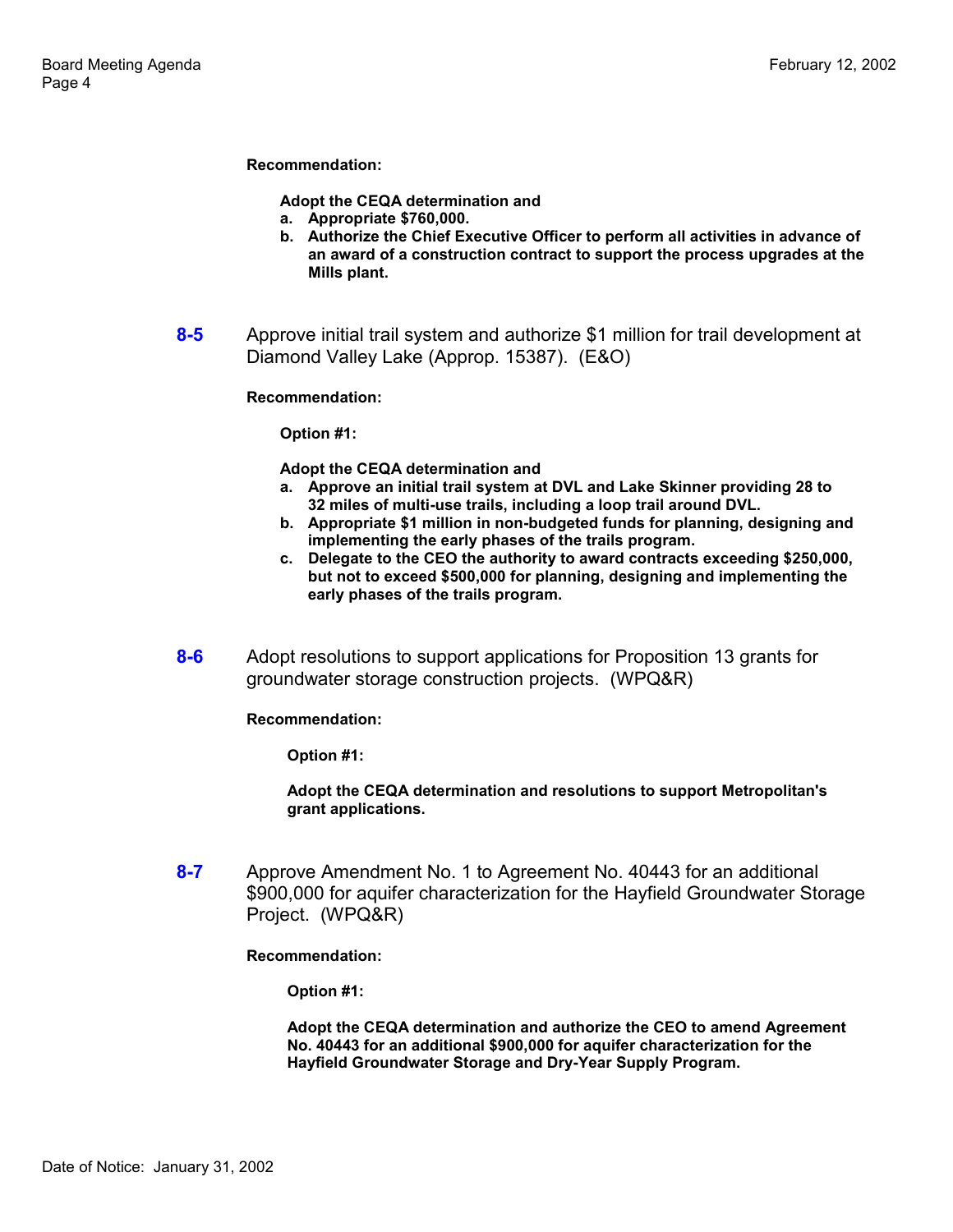**Recommendation:**

**Adopt the CEQA determination and**

**a. Appropriate $760,000.**

**b. Authorize the Chief Executive Officer to perform all activities in advance of an award of a construction contract to support the process upgrades at the Mills plant.**

**8-5** Approve initial trail system and authorize $1 million for trail development at Diamond Valley Lake (Approp. 15387). (E&O)

**Recommendation:**

**Option #1:**

**Adopt the CEQA determination and**

**a. Approve an initial trail system at DVL and Lake Skinner providing 28 to 32 miles of multi-use trails, including a loop trail around DVL.**

**b. Appropriate $1 million in non-budgeted funds for planning, designing and implementing the early phases of the trails program.**

**c. Delegate to the CEO the authority to award contracts exceeding $250,000, but not to exceed $500,000 for planning, designing and implementing the early phases of the trails program.**

**8-6** Adopt resolutions to support applications for Proposition 13 grants for groundwater storage construction projects. (WPQ&R)

**Recommendation:**

**Option #1:**

**Adopt the CEQA determination and resolutions to support Metropolitan's grant applications.**

**8-7** Approve Amendment No. 1 to Agreement No. 40443 for an additional $900,000 for aquifer characterization for the Hayfield Groundwater Storage Project. (WPQ&R)

**Recommendation:**

**Option #1:**

**Adopt the CEQA determination and authorize the CEO to amend Agreement No. 40443 for an additional $900,000 for aquifer characterization for the Hayfield Groundwater Storage and Dry-Year Supply Program.**

Date of Notice: January 31, 2002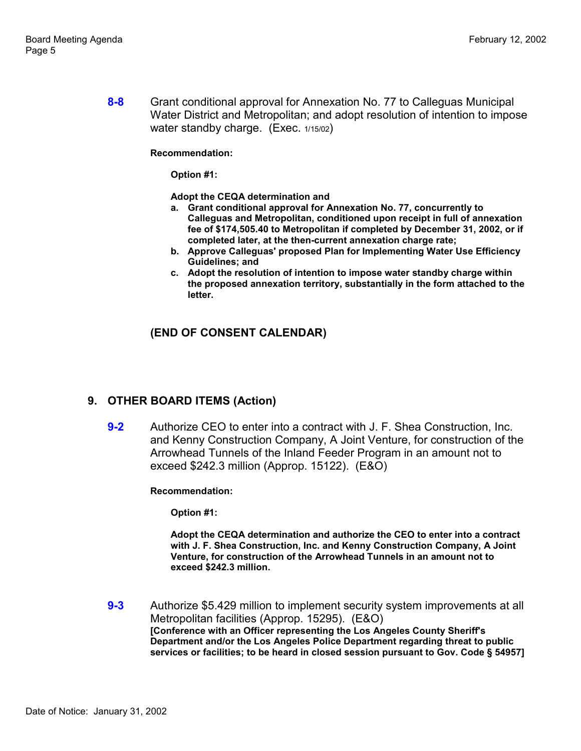**8-8** Grant conditional approval for Annexation No. 77 to Calleguas Municipal Water District and Metropolitan; and adopt resolution of intention to impose water standby charge. (Exec. 1/15/02)

**Recommendation:**

**Option #1:**

**Adopt the CEQA determination and**

a. **Grant conditional approval for Annexation No. 77, concurrently to Calleguas and Metropolitan, conditioned upon receipt in full of annexation fee of $174,505.40 to Metropolitan if completed by December 31, 2002, or if completed later, at the then-current annexation charge rate;**
b. **Approve Calleguas' proposed Plan for Implementing Water Use Efficiency Guidelines; and**
c. **Adopt the resolution of intention to impose water standby charge within the proposed annexation territory, substantially in the form attached to the letter.**

**(END OF CONSENT CALENDAR)**

## 9. OTHER BOARD ITEMS (Action)

**9-2** Authorize CEO to enter into a contract with J. F. Shea Construction, Inc. and Kenny Construction Company, A Joint Venture, for construction of the Arrowhead Tunnels of the Inland Feeder Program in an amount not to exceed $242.3 million (Approp. 15122). (E&O)

**Recommendation:**

**Option #1:**

**Adopt the CEQA determination and authorize the CEO to enter into a contract with J. F. Shea Construction, Inc. and Kenny Construction Company, A Joint Venture, for construction of the Arrowhead Tunnels in an amount not to exceed $242.3 million.**

**9-3** Authorize $5.429 million to implement security system improvements at all Metropolitan facilities (Approp. 15295). (E&O)
**[Conference with an Officer representing the Los Angeles County Sheriff's Department and/or the Los Angeles Police Department regarding threat to public services or facilities; to be heard in closed session pursuant to Gov. Code § 54957]**

Date of Notice: January 31, 2002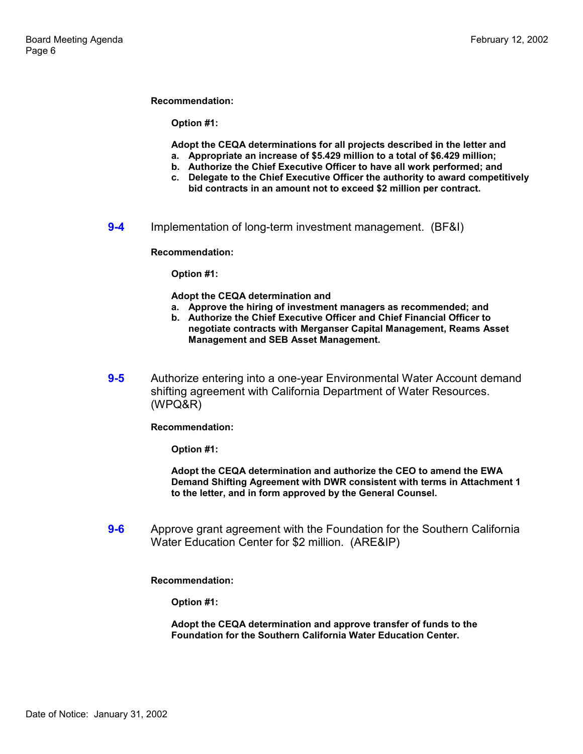**Recommendation:**

**Option #1:**

**Adopt the CEQA determinations for all projects described in the letter and**

- **a. Appropriate an increase of $5.429 million to a total of $6.429 million;**
- **b. Authorize the Chief Executive Officer to have all work performed; and**
- **c. Delegate to the Chief Executive Officer the authority to award competitively bid contracts in an amount not to exceed $2 million per contract.**

**9-4** Implementation of long-term investment management. (BF&I)

**Recommendation:**

**Option #1:**

**Adopt the CEQA determination and**

- **a. Approve the hiring of investment managers as recommended; and**
- **b. Authorize the Chief Executive Officer and Chief Financial Officer to negotiate contracts with Merganser Capital Management, Reams Asset Management and SEB Asset Management.**

**9-5** Authorize entering into a one-year Environmental Water Account demand shifting agreement with California Department of Water Resources. (WPQ&R)

**Recommendation:**

**Option #1:**

**Adopt the CEQA determination and authorize the CEO to amend the EWA Demand Shifting Agreement with DWR consistent with terms in Attachment 1 to the letter, and in form approved by the General Counsel.**

**9-6** Approve grant agreement with the Foundation for the Southern California Water Education Center for $2 million. (ARE&IP)

**Recommendation:**

**Option #1:**

**Adopt the CEQA determination and approve transfer of funds to the Foundation for the Southern California Water Education Center.**

Date of Notice: January 31, 2002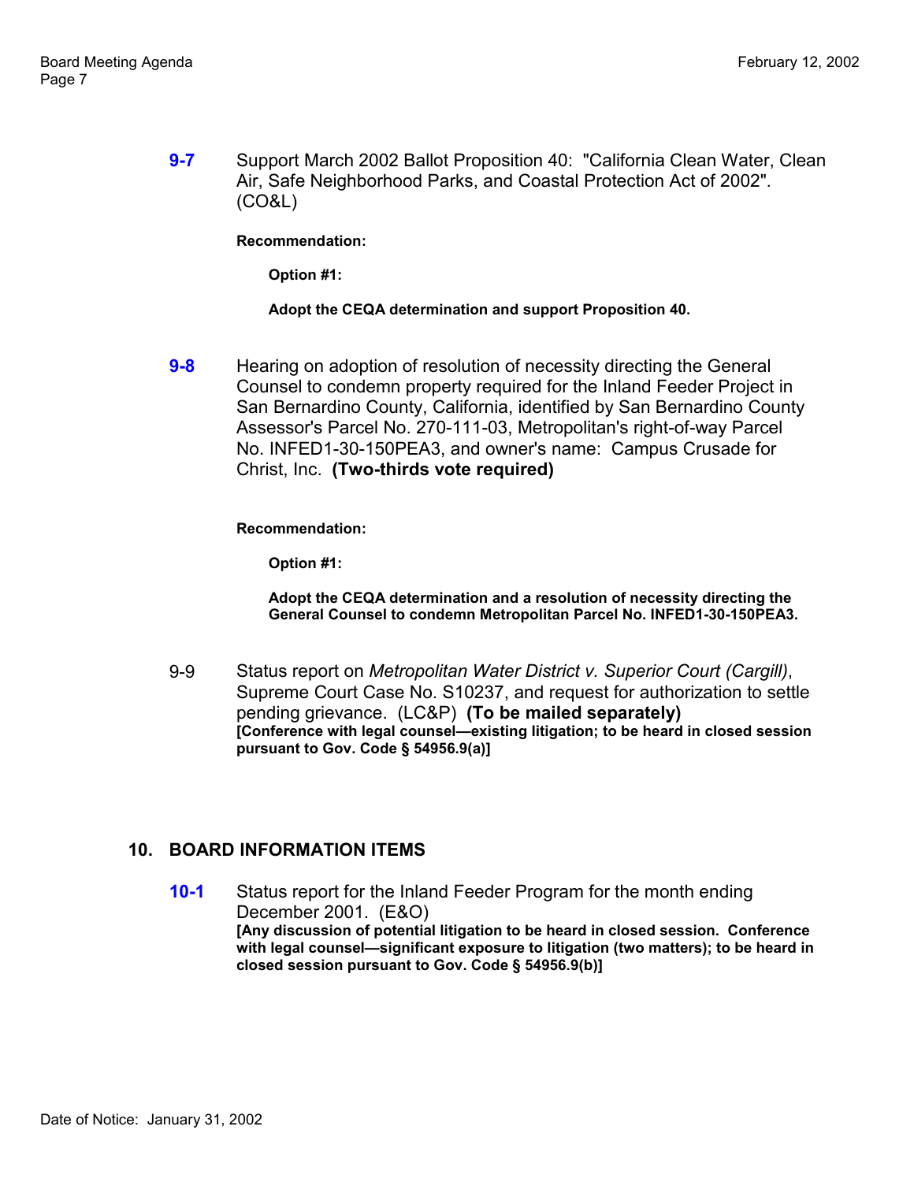**9-7** Support March 2002 Ballot Proposition 40: "California Clean Water, Clean Air, Safe Neighborhood Parks, and Coastal Protection Act of 2002". (CO&L)

**Recommendation:**

**Option #1:**

**Adopt the CEQA determination and support Proposition 40.**

**9-8** Hearing on adoption of resolution of necessity directing the General Counsel to condemn property required for the Inland Feeder Project in San Bernardino County, California, identified by San Bernardino County Assessor's Parcel No. 270-111-03, Metropolitan's right-of-way Parcel No. INFED1-30-150PEA3, and owner's name: Campus Crusade for Christ, Inc. **(Two-thirds vote required)**

**Recommendation:**

**Option #1:**

**Adopt the CEQA determination and a resolution of necessity directing the General Counsel to condemn Metropolitan Parcel No. INFED1-30-150PEA3.**

9-9 Status report on *Metropolitan Water District v. Superior Court (Cargill)*, Supreme Court Case No. S10237, and request for authorization to settle pending grievance. (LC&P) **(To be mailed separately)**
**[Conference with legal counsel—existing litigation; to be heard in closed session pursuant to Gov. Code § 54956.9(a)]**

## 10. BOARD INFORMATION ITEMS

**10-1** Status report for the Inland Feeder Program for the month ending December 2001. (E&O)
**[Any discussion of potential litigation to be heard in closed session. Conference with legal counsel—significant exposure to litigation (two matters); to be heard in closed session pursuant to Gov. Code § 54956.9(b)]**

Date of Notice: January 31, 2002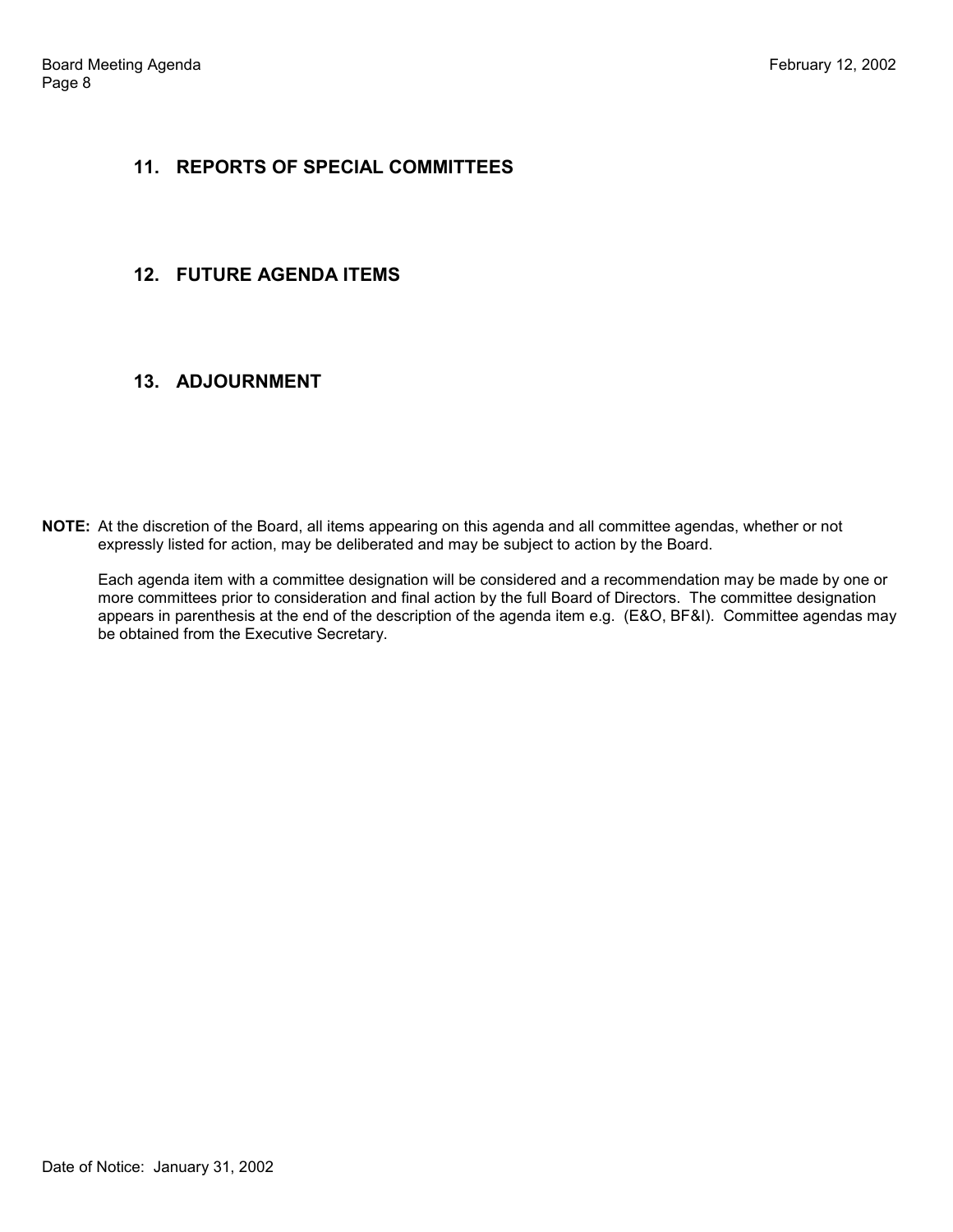## 11. REPORTS OF SPECIAL COMMITTEES

## 12. FUTURE AGENDA ITEMS

## 13. ADJOURNMENT

**NOTE:** At the discretion of the Board, all items appearing on this agenda and all committee agendas, whether or not expressly listed for action, may be deliberated and may be subject to action by the Board.

Each agenda item with a committee designation will be considered and a recommendation may be made by one or more committees prior to consideration and final action by the full Board of Directors. The committee designation appears in parenthesis at the end of the description of the agenda item e.g. (E&O, BF&I). Committee agendas may be obtained from the Executive Secretary.

Date of Notice: January 31, 2002